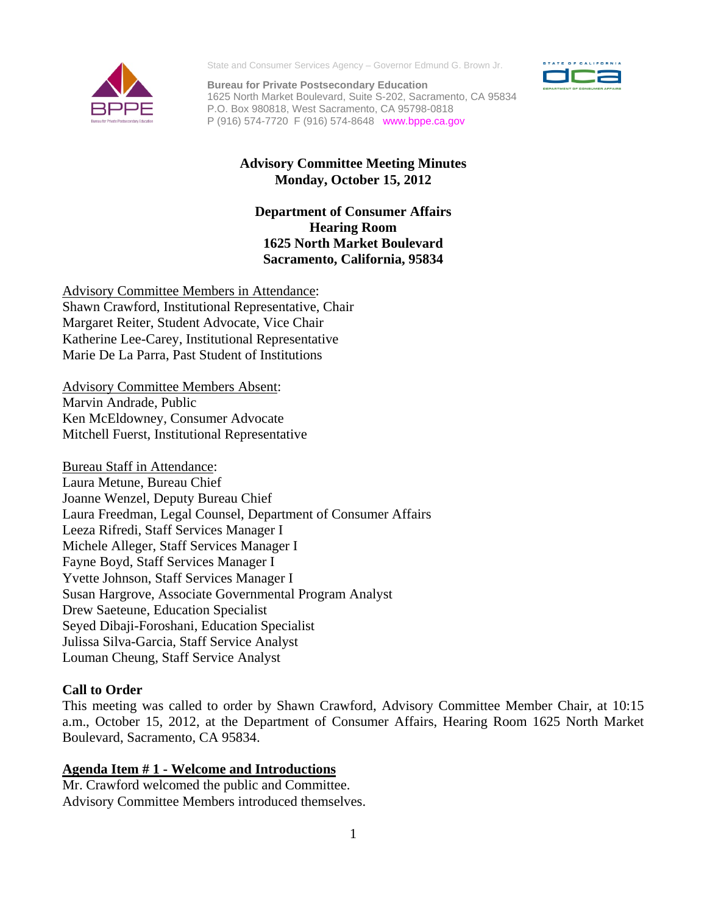State and Consumer Services Agency – Governor Edmund G. Brown Jr.

**Bureau for Private Postsecondary Education**
1625 North Market Boulevard, Suite S-202, Sacramento, CA 95834
P.O. Box 980818, West Sacramento, CA 95798-0818
P (916) 574-7720 F (916) 574-8648 www.bppe.ca.gov

# Advisory Committee Meeting Minutes
## Monday, October 15, 2012

**Department of Consumer Affairs**
**Hearing Room**
**1625 North Market Boulevard**
**Sacramento, California, 95834**

Advisory Committee Members in Attendance:
Shawn Crawford, Institutional Representative, Chair
Margaret Reiter, Student Advocate, Vice Chair
Katherine Lee-Carey, Institutional Representative
Marie De La Parra, Past Student of Institutions

Advisory Committee Members Absent:
Marvin Andrade, Public
Ken McEldowney, Consumer Advocate
Mitchell Fuerst, Institutional Representative

Bureau Staff in Attendance:
Laura Metune, Bureau Chief
Joanne Wenzel, Deputy Bureau Chief
Laura Freedman, Legal Counsel, Department of Consumer Affairs
Leeza Rifredi, Staff Services Manager I
Michele Alleger, Staff Services Manager I
Fayne Boyd, Staff Services Manager I
Yvette Johnson, Staff Services Manager I
Susan Hargrove, Associate Governmental Program Analyst
Drew Saeteune, Education Specialist
Seyed Dibaji-Foroshani, Education Specialist
Julissa Silva-Garcia, Staff Service Analyst
Louman Cheung, Staff Service Analyst

### Call to Order

This meeting was called to order by Shawn Crawford, Advisory Committee Member Chair, at 10:15 a.m., October 15, 2012, at the Department of Consumer Affairs, Hearing Room 1625 North Market Boulevard, Sacramento, CA 95834.

### Agenda Item # 1 - Welcome and Introductions

Mr. Crawford welcomed the public and Committee.
Advisory Committee Members introduced themselves.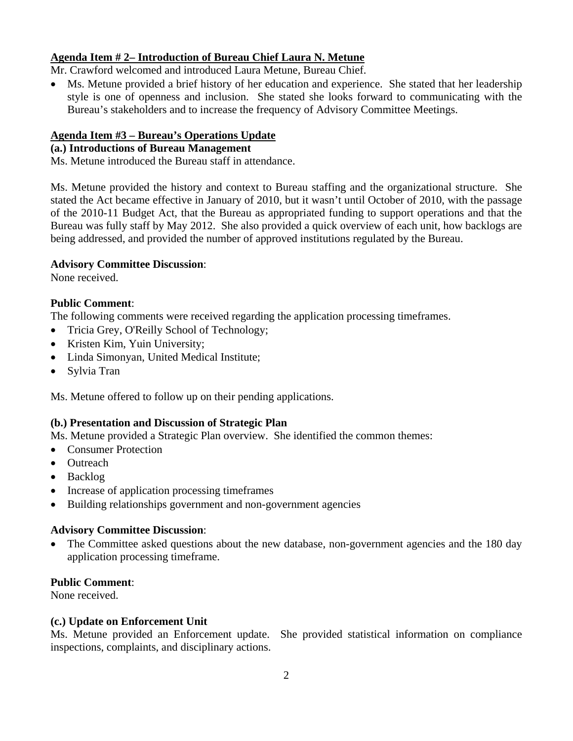**Agenda Item # 2– Introduction of Bureau Chief Laura N. Metune**

Mr. Crawford welcomed and introduced Laura Metune, Bureau Chief.

- Ms. Metune provided a brief history of her education and experience. She stated that her leadership style is one of openness and inclusion. She stated she looks forward to communicating with the Bureau's stakeholders and to increase the frequency of Advisory Committee Meetings.

**Agenda Item #3 – Bureau's Operations Update**

**(a.) Introductions of Bureau Management**

Ms. Metune introduced the Bureau staff in attendance.

Ms. Metune provided the history and context to Bureau staffing and the organizational structure. She stated the Act became effective in January of 2010, but it wasn't until October of 2010, with the passage of the 2010-11 Budget Act, that the Bureau as appropriated funding to support operations and that the Bureau was fully staff by May 2012. She also provided a quick overview of each unit, how backlogs are being addressed, and provided the number of approved institutions regulated by the Bureau.

**Advisory Committee Discussion**:

None received.

**Public Comment**:

The following comments were received regarding the application processing timeframes.

- Tricia Grey, O'Reilly School of Technology;
- Kristen Kim, Yuin University;
- Linda Simonyan, United Medical Institute;
- Sylvia Tran

Ms. Metune offered to follow up on their pending applications.

**(b.) Presentation and Discussion of Strategic Plan**

Ms. Metune provided a Strategic Plan overview. She identified the common themes:

- Consumer Protection
- Outreach
- Backlog
- Increase of application processing timeframes
- Building relationships government and non-government agencies

**Advisory Committee Discussion**:

- The Committee asked questions about the new database, non-government agencies and the 180 day application processing timeframe.

**Public Comment**:

None received.

**(c.) Update on Enforcement Unit**

Ms. Metune provided an Enforcement update. She provided statistical information on compliance inspections, complaints, and disciplinary actions.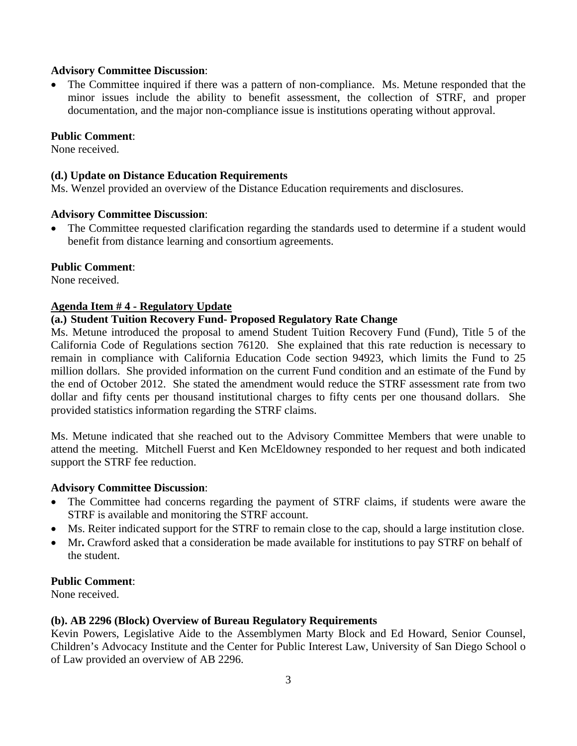**Advisory Committee Discussion**:

- The Committee inquired if there was a pattern of non-compliance. Ms. Metune responded that the minor issues include the ability to benefit assessment, the collection of STRF, and proper documentation, and the major non-compliance issue is institutions operating without approval.

**Public Comment**:
None received.

**(d.) Update on Distance Education Requirements**
Ms. Wenzel provided an overview of the Distance Education requirements and disclosures.

**Advisory Committee Discussion**:

- The Committee requested clarification regarding the standards used to determine if a student would benefit from distance learning and consortium agreements.

**Public Comment**:
None received.

**Agenda Item # 4 - Regulatory Update**

**(a.) Student Tuition Recovery Fund- Proposed Regulatory Rate Change**
Ms. Metune introduced the proposal to amend Student Tuition Recovery Fund (Fund), Title 5 of the California Code of Regulations section 76120. She explained that this rate reduction is necessary to remain in compliance with California Education Code section 94923, which limits the Fund to 25 million dollars. She provided information on the current Fund condition and an estimate of the Fund by the end of October 2012. She stated the amendment would reduce the STRF assessment rate from two dollar and fifty cents per thousand institutional charges to fifty cents per one thousand dollars. She provided statistics information regarding the STRF claims.

Ms. Metune indicated that she reached out to the Advisory Committee Members that were unable to attend the meeting. Mitchell Fuerst and Ken McEldowney responded to her request and both indicated support the STRF fee reduction.

**Advisory Committee Discussion**:

- The Committee had concerns regarding the payment of STRF claims, if students were aware the STRF is available and monitoring the STRF account.
- Ms. Reiter indicated support for the STRF to remain close to the cap, should a large institution close.
- Mr**.** Crawford asked that a consideration be made available for institutions to pay STRF on behalf of the student.

**Public Comment**:
None received.

**(b). AB 2296 (Block) Overview of Bureau Regulatory Requirements**
Kevin Powers, Legislative Aide to the Assemblymen Marty Block and Ed Howard, Senior Counsel, Children's Advocacy Institute and the Center for Public Interest Law, University of San Diego School o of Law provided an overview of AB 2296.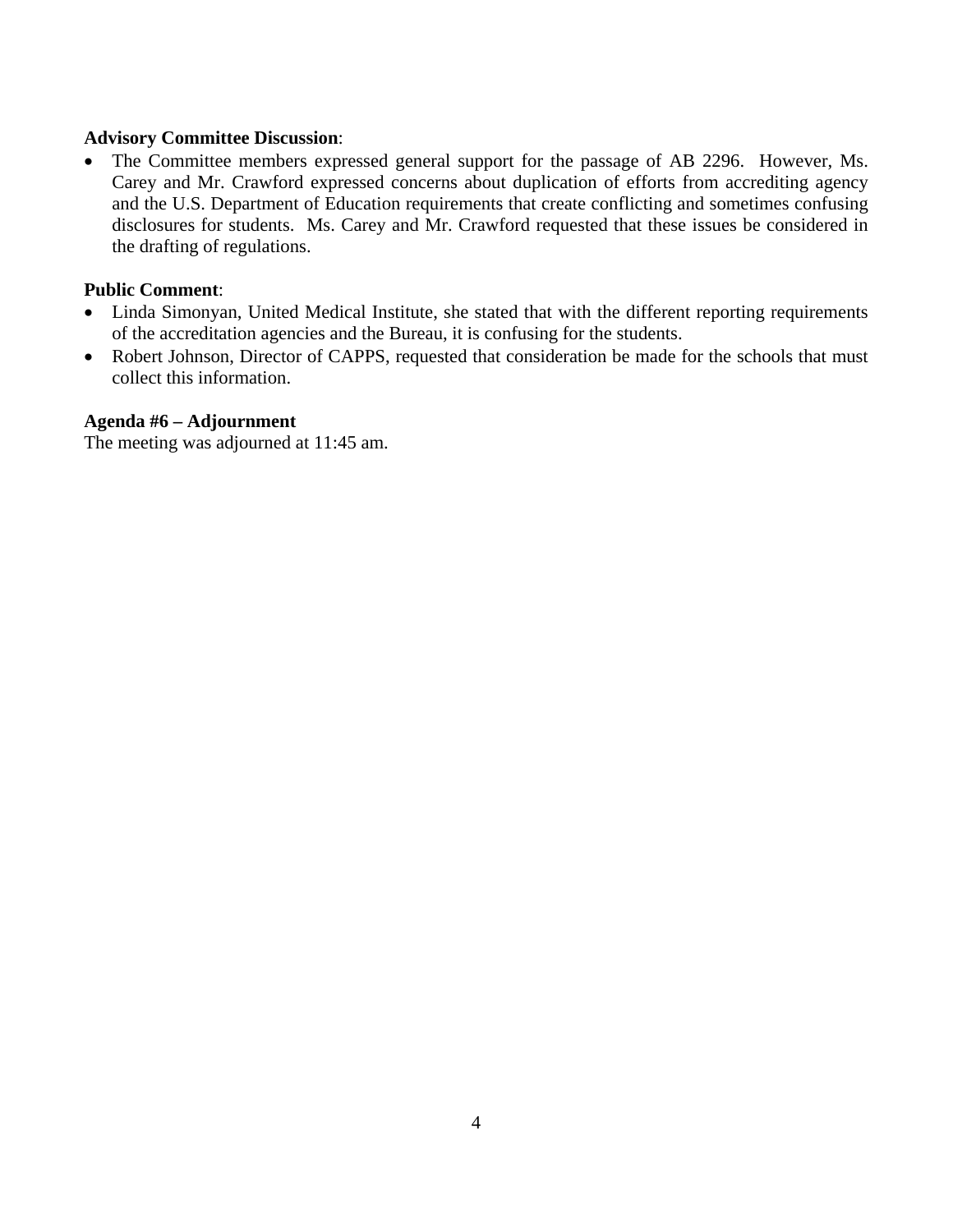**Advisory Committee Discussion**:

- The Committee members expressed general support for the passage of AB 2296. However, Ms. Carey and Mr. Crawford expressed concerns about duplication of efforts from accrediting agency and the U.S. Department of Education requirements that create conflicting and sometimes confusing disclosures for students. Ms. Carey and Mr. Crawford requested that these issues be considered in the drafting of regulations.

**Public Comment**:

- Linda Simonyan, United Medical Institute, she stated that with the different reporting requirements of the accreditation agencies and the Bureau, it is confusing for the students.
- Robert Johnson, Director of CAPPS, requested that consideration be made for the schools that must collect this information.

**Agenda #6 – Adjournment**

The meeting was adjourned at 11:45 am.